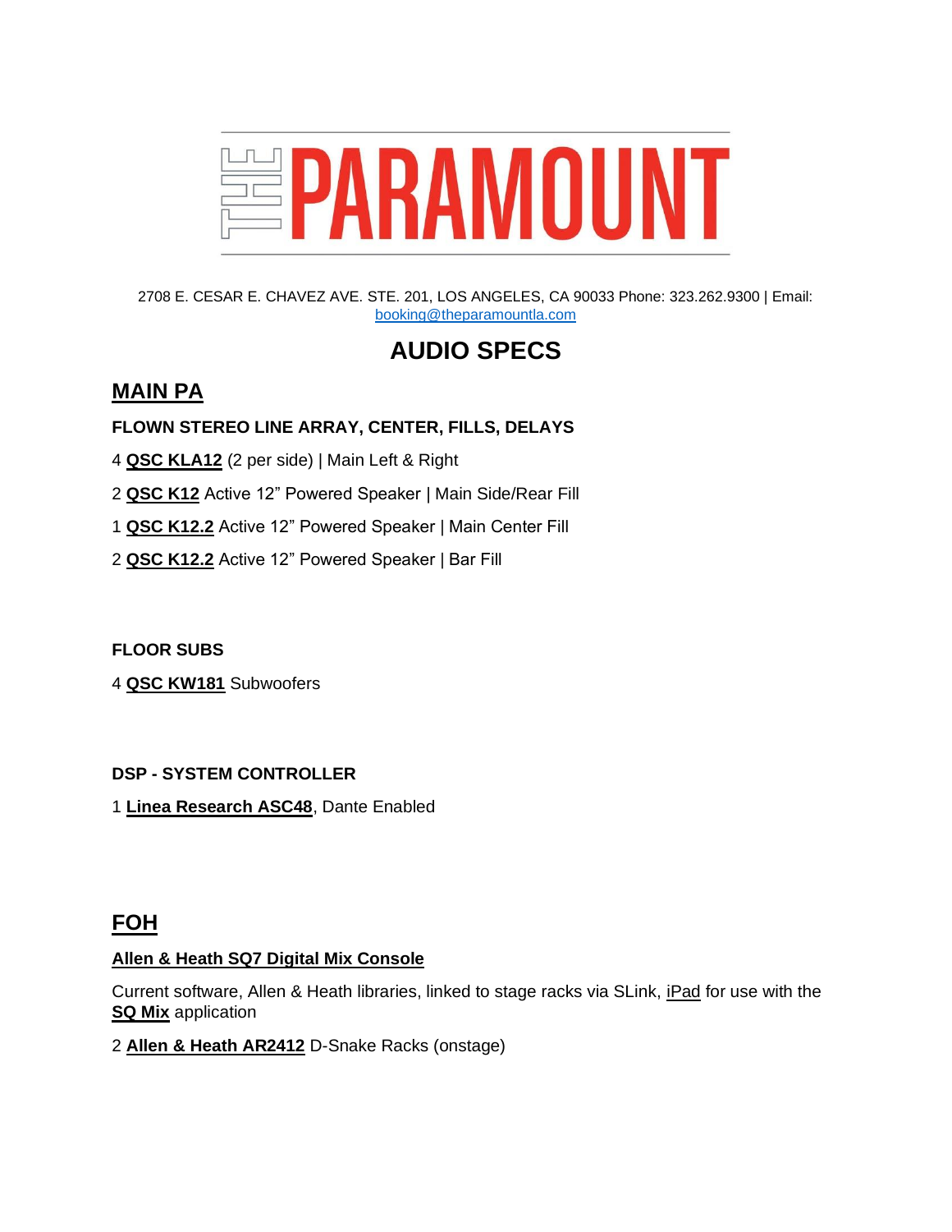# THE PARAMOUNT

2708 E. CESAR E. CHAVEZ AVE. STE. 201, LOS ANGELES, CA 90033 Phone: 323.262.9300 | Email: booking@theparamountla.com

## AUDIO SPECS

## MAIN PA

**FLOWN STEREO LINE ARRAY, CENTER, FILLS, DELAYS**

4 **QSC KLA12** (2 per side) | Main Left & Right

2 **QSC K12** Active 12" Powered Speaker | Main Side/Rear Fill

1 **QSC K12.2** Active 12" Powered Speaker | Main Center Fill

2 **QSC K12.2** Active 12" Powered Speaker | Bar Fill

**FLOOR SUBS**

4 **QSC KW181** Subwoofers

**DSP - SYSTEM CONTROLLER**

1 **Linea Research ASC48**, Dante Enabled

## FOH

**Allen & Heath SQ7 Digital Mix Console**

Current software, Allen & Heath libraries, linked to stage racks via SLink, iPad for use with the **SQ Mix** application

2 **Allen & Heath AR2412** D-Snake Racks (onstage)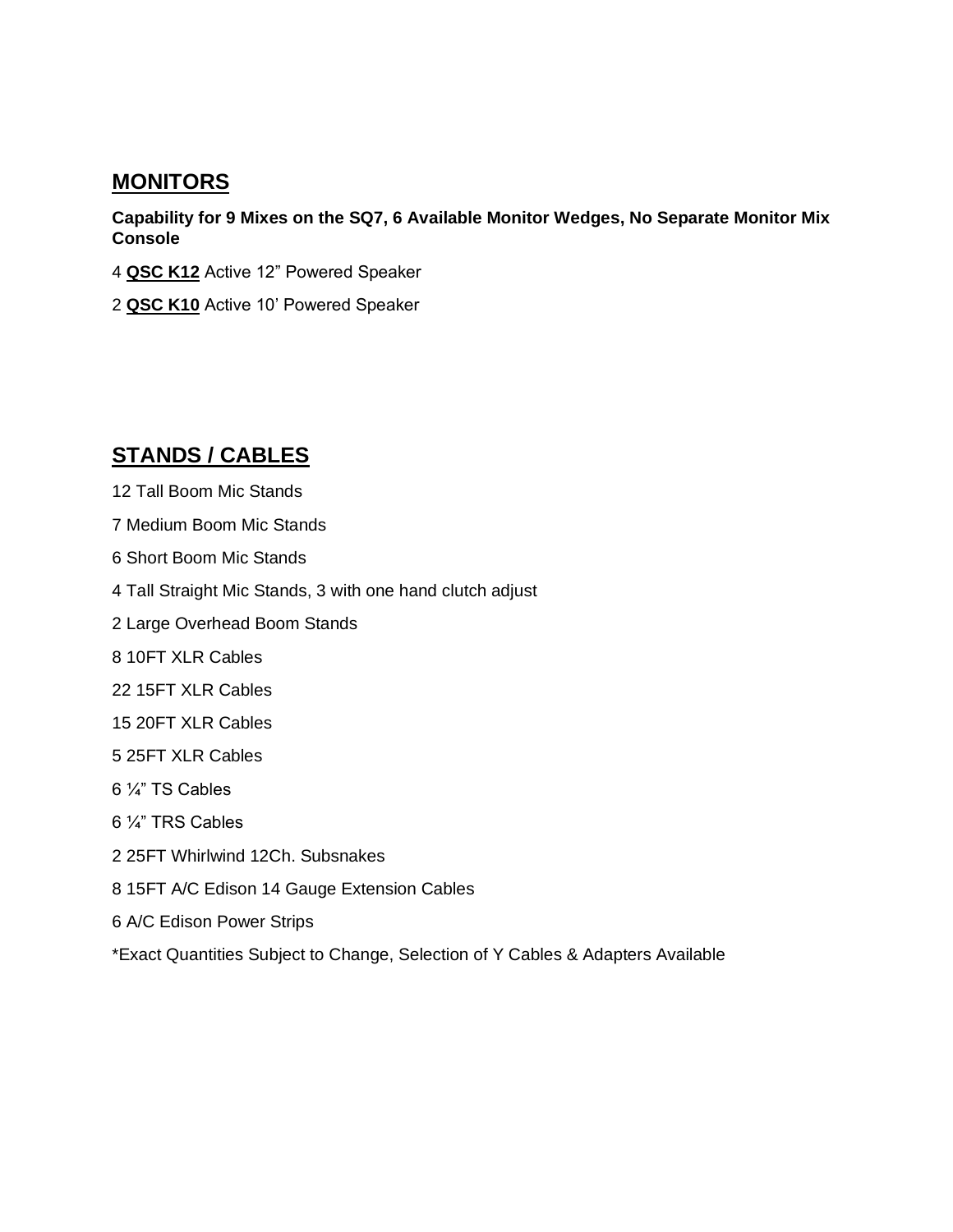## MONITORS

**Capability for 9 Mixes on the SQ7, 6 Available Monitor Wedges, No Separate Monitor Mix Console**

4 **QSC K12** Active 12" Powered Speaker

2 **QSC K10** Active 10' Powered Speaker

## STANDS / CABLES

12 Tall Boom Mic Stands

7 Medium Boom Mic Stands

6 Short Boom Mic Stands

4 Tall Straight Mic Stands, 3 with one hand clutch adjust

2 Large Overhead Boom Stands

8 10FT XLR Cables

22 15FT XLR Cables

15 20FT XLR Cables

5 25FT XLR Cables

6 ¼" TS Cables

6 ¼" TRS Cables

2 25FT Whirlwind 12Ch. Subsnakes

8 15FT A/C Edison 14 Gauge Extension Cables

6 A/C Edison Power Strips

*Exact Quantities Subject to Change, Selection of Y Cables & Adapters Available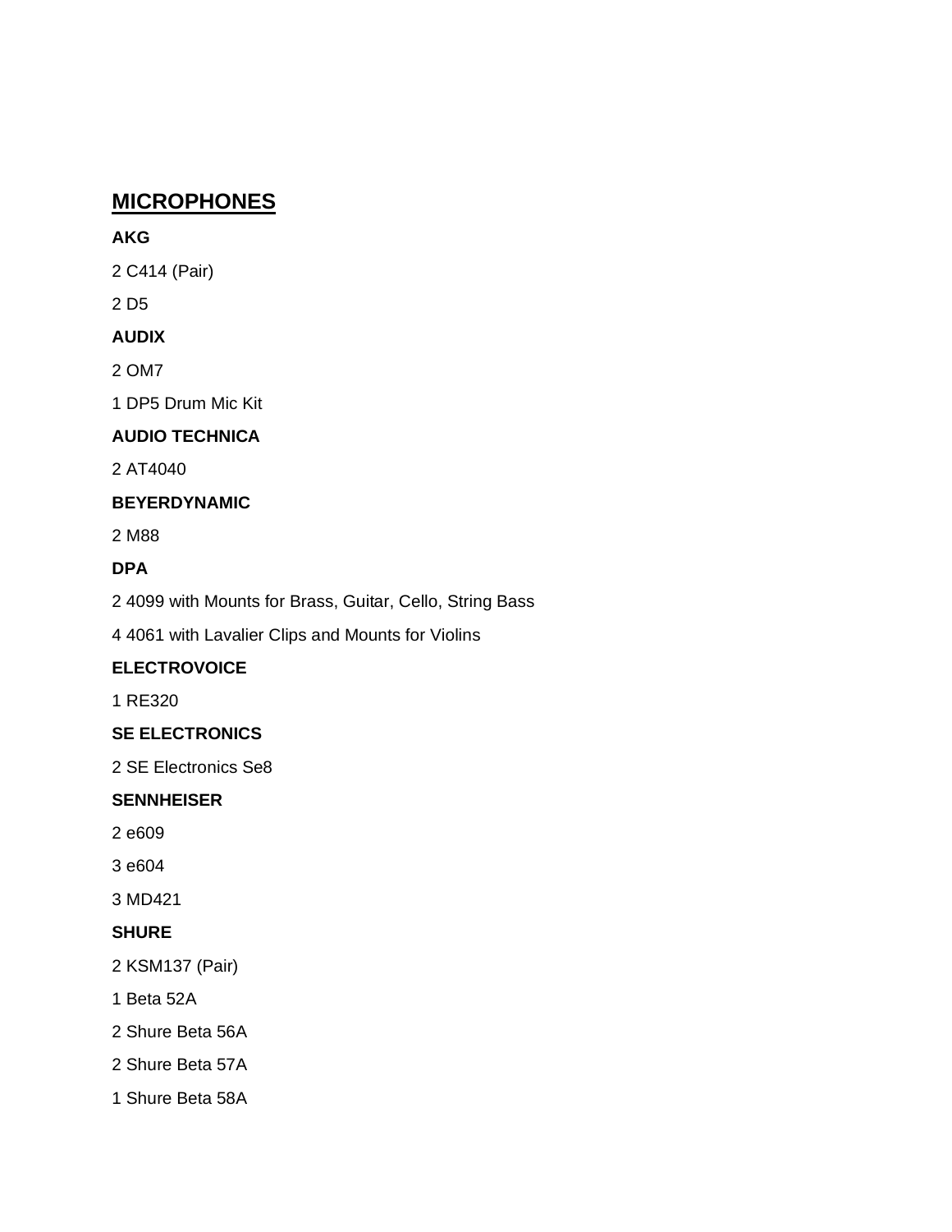## MICROPHONES

**AKG**

2 C414 (Pair)

2 D5

**AUDIX**

2 OM7

1 DP5 Drum Mic Kit

**AUDIO TECHNICA**

2 AT4040

**BEYERDYNAMIC**

2 M88

**DPA**

2 4099 with Mounts for Brass, Guitar, Cello, String Bass

4 4061 with Lavalier Clips and Mounts for Violins

**ELECTROVOICE**

1 RE320

**SE ELECTRONICS**

2 SE Electronics Se8

**SENNHEISER**

2 e609

3 e604

3 MD421

**SHURE**

2 KSM137 (Pair)

1 Beta 52A

2 Shure Beta 56A

2 Shure Beta 57A

1 Shure Beta 58A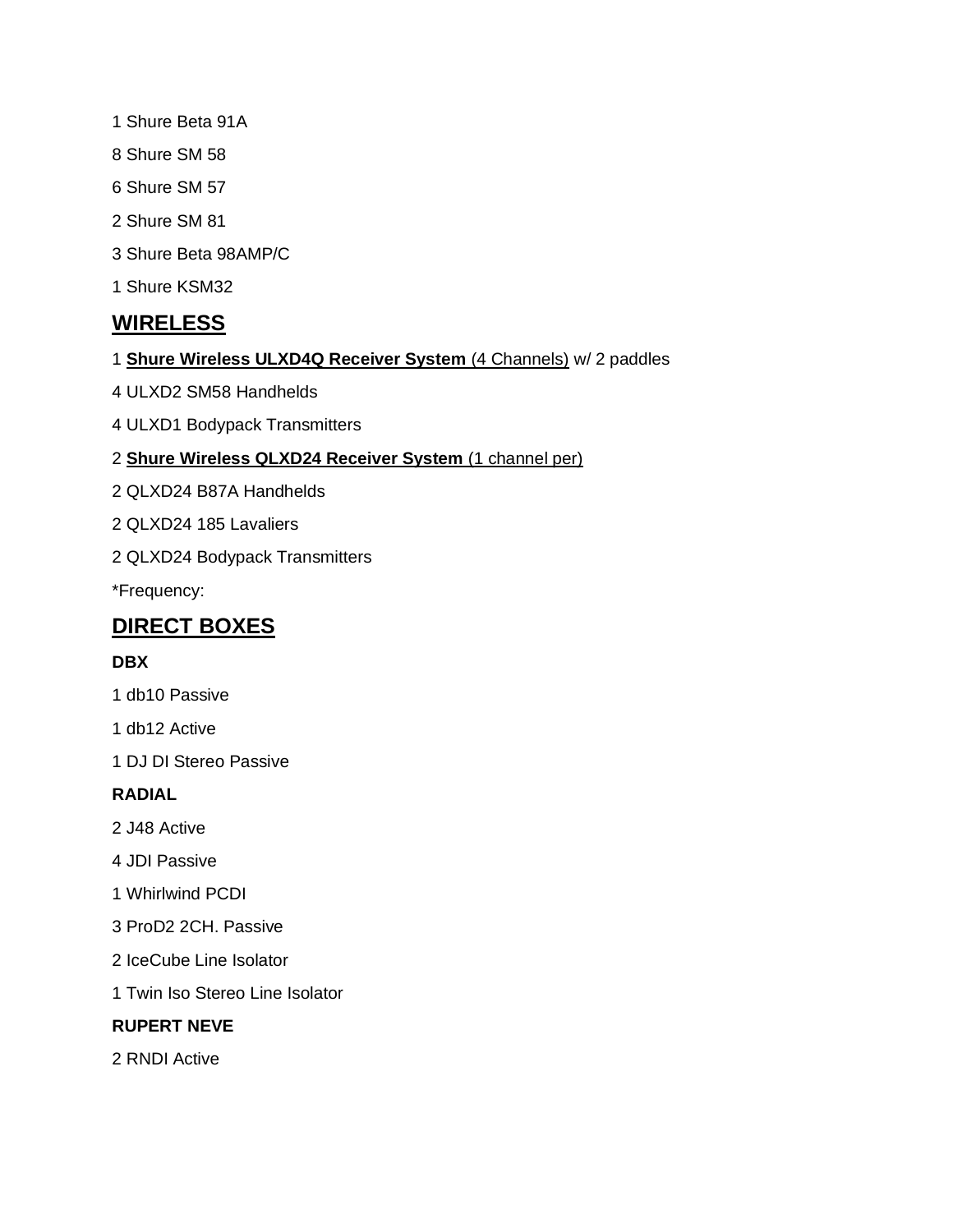1 Shure Beta 91A

8 Shure SM 58

6 Shure SM 57

2 Shure SM 81

3 Shure Beta 98AMP/C

1 Shure KSM32

## WIRELESS

1 **Shure Wireless ULXD4Q Receiver System** (4 Channels) w/ 2 paddles

4 ULXD2 SM58 Handhelds

4 ULXD1 Bodypack Transmitters

2 **Shure Wireless QLXD24 Receiver System** (1 channel per)

2 QLXD24 B87A Handhelds

2 QLXD24 185 Lavaliers

2 QLXD24 Bodypack Transmitters

*Frequency:

## DIRECT BOXES

**DBX**

1 db10 Passive

1 db12 Active

1 DJ DI Stereo Passive

**RADIAL**

2 J48 Active

4 JDI Passive

1 Whirlwind PCDI

3 ProD2 2CH. Passive

2 IceCube Line Isolator

1 Twin Iso Stereo Line Isolator

**RUPERT NEVE**

2 RNDI Active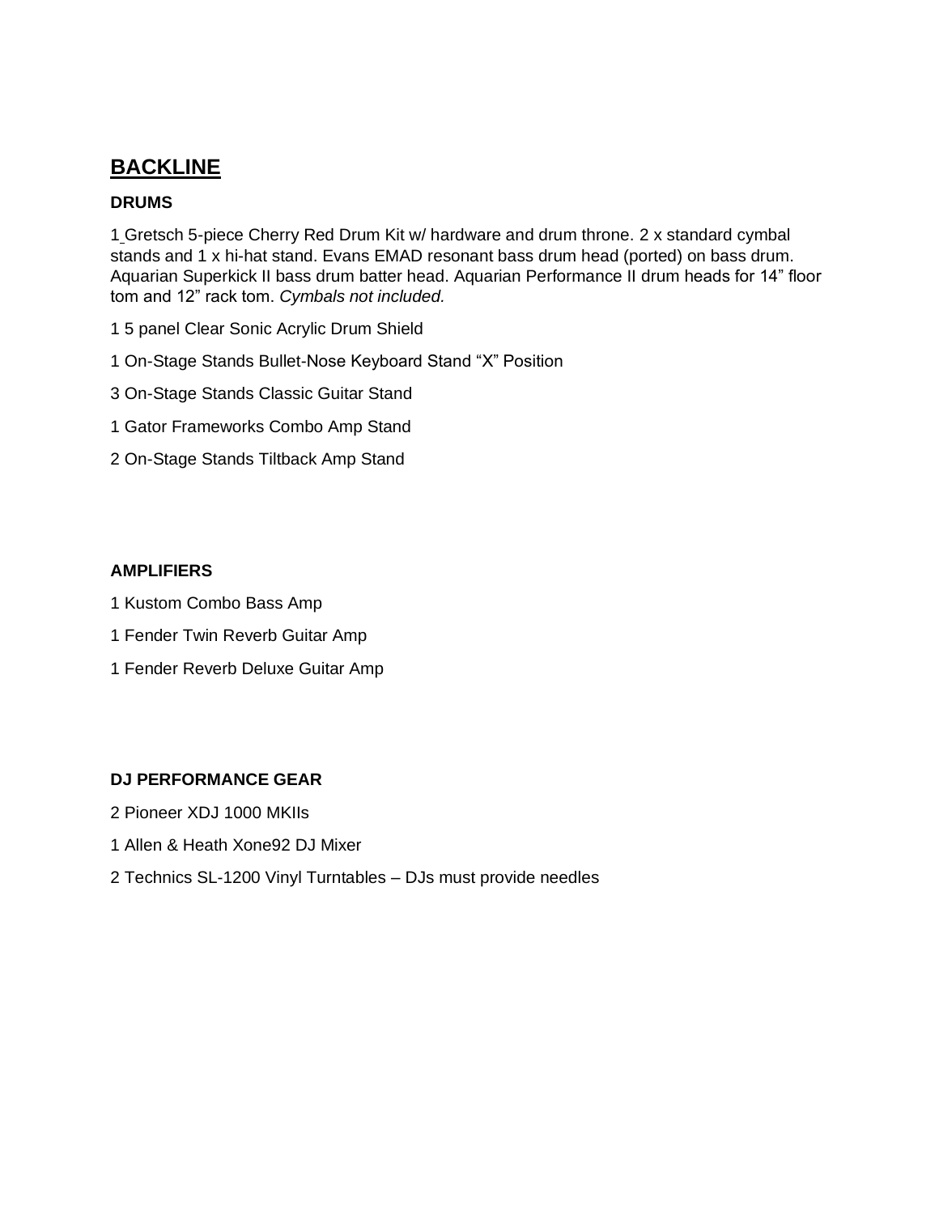## BACKLINE

### DRUMS

1 Gretsch 5-piece Cherry Red Drum Kit w/ hardware and drum throne. 2 x standard cymbal stands and 1 x hi-hat stand. Evans EMAD resonant bass drum head (ported) on bass drum. Aquarian Superkick II bass drum batter head. Aquarian Performance II drum heads for 14" floor tom and 12" rack tom. *Cymbals not included.*

1 5 panel Clear Sonic Acrylic Drum Shield

1 On-Stage Stands Bullet-Nose Keyboard Stand "X" Position

3 On-Stage Stands Classic Guitar Stand

1 Gator Frameworks Combo Amp Stand

2 On-Stage Stands Tiltback Amp Stand

### AMPLIFIERS

1 Kustom Combo Bass Amp

1 Fender Twin Reverb Guitar Amp

1 Fender Reverb Deluxe Guitar Amp

### DJ PERFORMANCE GEAR

2 Pioneer XDJ 1000 MKIIs

1 Allen & Heath Xone92 DJ Mixer

2 Technics SL-1200 Vinyl Turntables – DJs must provide needles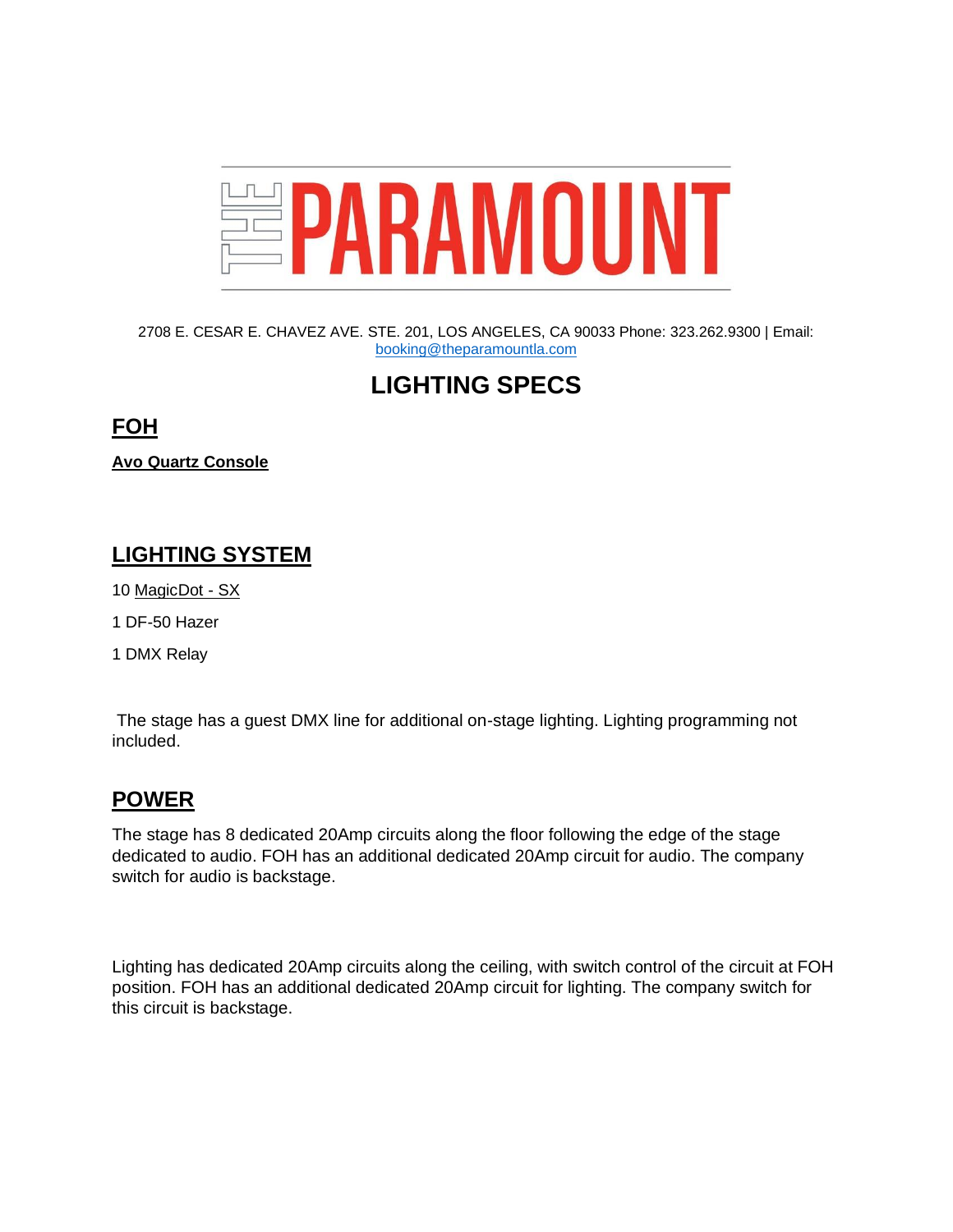# THE PARAMOUNT

2708 E. CESAR E. CHAVEZ AVE. STE. 201, LOS ANGELES, CA 90033 Phone: 323.262.9300 | Email: booking@theparamountla.com

# LIGHTING SPECS

## FOH

**Avo Quartz Console**

## LIGHTING SYSTEM

10 MagicDot - SX

1 DF-50 Hazer

1 DMX Relay

The stage has a guest DMX line for additional on-stage lighting. Lighting programming not included.

## POWER

The stage has 8 dedicated 20Amp circuits along the floor following the edge of the stage dedicated to audio. FOH has an additional dedicated 20Amp circuit for audio. The company switch for audio is backstage.

Lighting has dedicated 20Amp circuits along the ceiling, with switch control of the circuit at FOH position. FOH has an additional dedicated 20Amp circuit for lighting. The company switch for this circuit is backstage.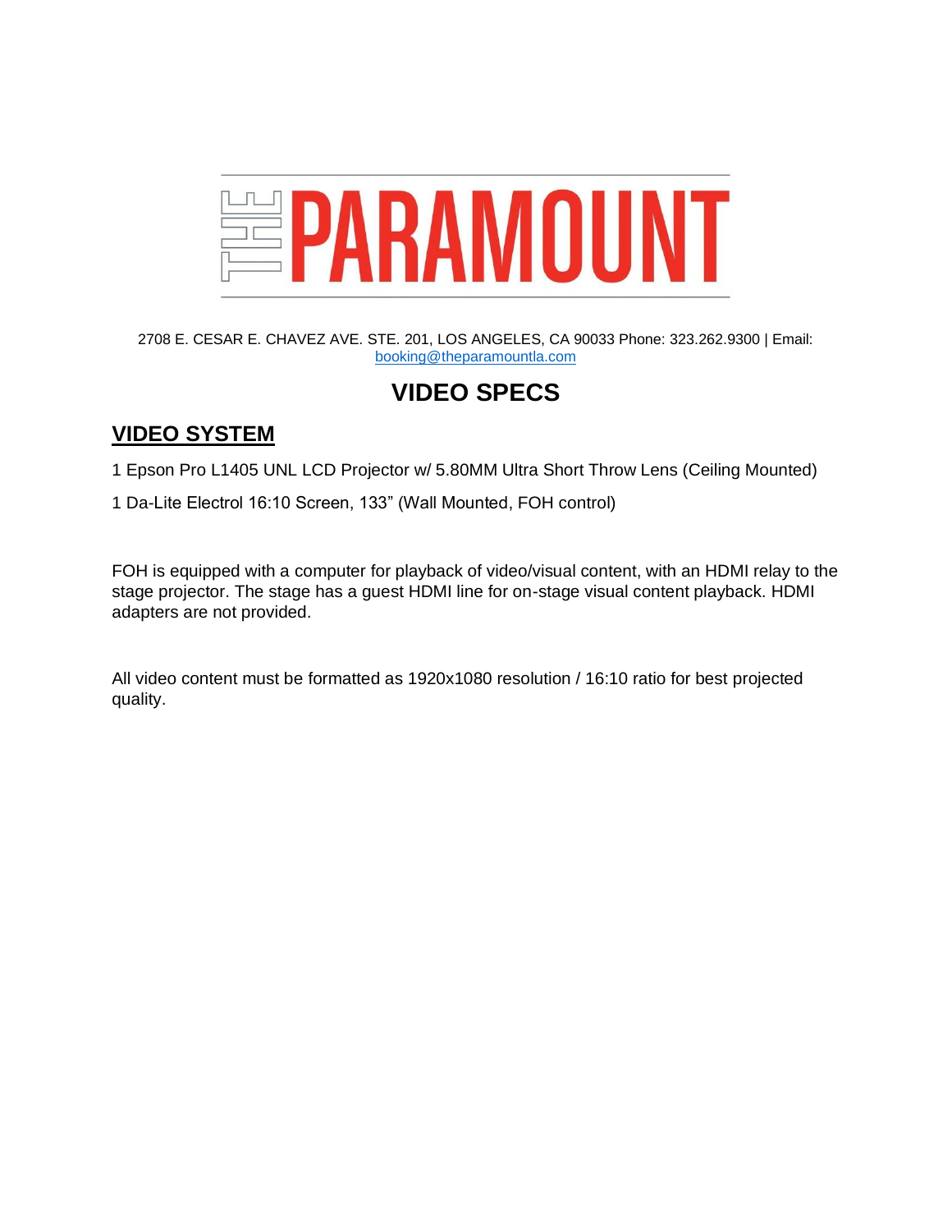# THE PARAMOUNT

2708 E. CESAR E. CHAVEZ AVE. STE. 201, LOS ANGELES, CA 90033 Phone: 323.262.9300 | Email: booking@theparamountla.com

## VIDEO SPECS

### VIDEO SYSTEM

1 Epson Pro L1405 UNL LCD Projector w/ 5.80MM Ultra Short Throw Lens (Ceiling Mounted)

1 Da-Lite Electrol 16:10 Screen, 133" (Wall Mounted, FOH control)

FOH is equipped with a computer for playback of video/visual content, with an HDMI relay to the stage projector. The stage has a guest HDMI line for on-stage visual content playback. HDMI adapters are not provided.

All video content must be formatted as 1920x1080 resolution / 16:10 ratio for best projected quality.